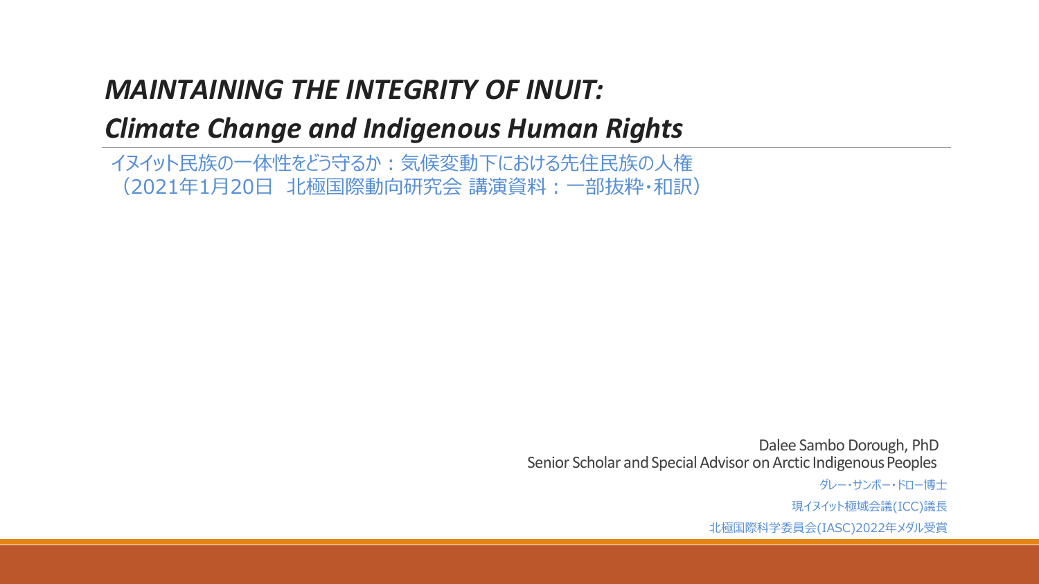# *MAINTAINING THE INTEGRITY OF INUIT:*
# *Climate Change and Indigenous Human Rights*

イヌイット民族の一体性をどう守るか：気候変動下における先住民族の人権
（2021年1月20日　北極国際動向研究会 講演資料：一部抜粋・和訳）

Dalee Sambo Dorough, PhD
Senior Scholar and Special Advisor on Arctic Indigenous Peoples

ダレー・サンボー・ドロー博士

現イヌイット極域会議(ICC)議長

北極国際科学委員会(IASC)2022年メダル受賞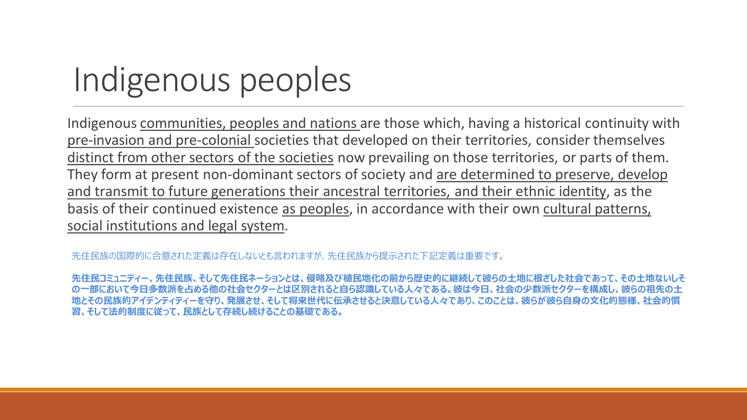# Indigenous peoples

Indigenous communities, peoples and nations are those which, having a historical continuity with pre-invasion and pre-colonial societies that developed on their territories, consider themselves distinct from other sectors of the societies now prevailing on those territories, or parts of them. They form at present non-dominant sectors of society and are determined to preserve, develop and transmit to future generations their ancestral territories, and their ethnic identity, as the basis of their continued existence as peoples, in accordance with their own cultural patterns, social institutions and legal system.

先住民族の国際的に合意された定義は存在しないとも言われますが、先住民族から提示された下記定義は重要です。

**先住民コミュニティー、先住民族、そして先住民ネーションとは、侵略及び植民地化の前から歴史的に継続して彼らの土地に根ざした社会であって、その土地ないしその一部において今日多数派を占める他の社会セクターとは区別されると自ら認識している人々である。彼は今日、社会の少数派セクターを構成し、彼らの祖先の土地とその民族的アイデンティティーを守り、発展させ、そして将来世代に伝承させると決意している人々であり、このことは、彼らが彼ら自身の文化的態様、社会的慣習、そして法的制度に従って、民族として存続し続けることの基礎である。**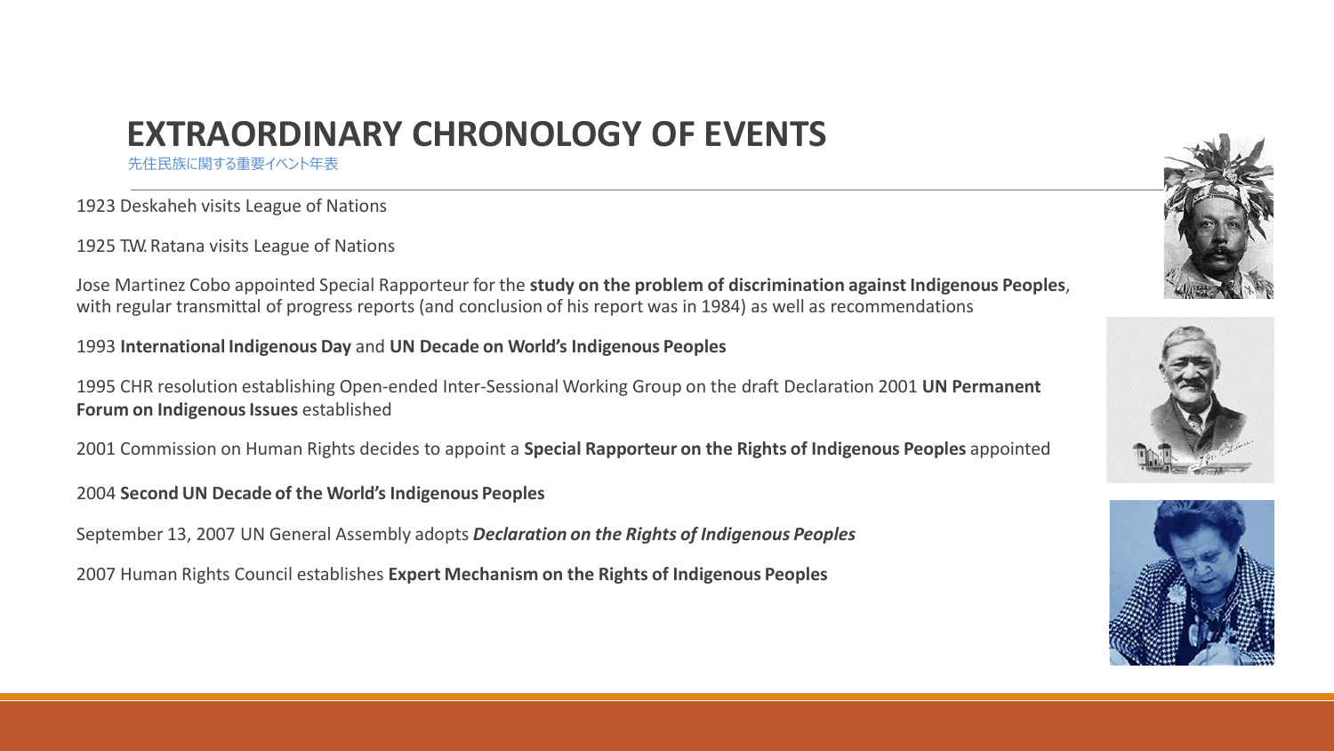# EXTRAORDINARY CHRONOLOGY OF EVENTS

先住民族に関する重要イベント年表

1923 Deskaheh visits League of Nations

1925 T.W. Ratana visits League of Nations

Jose Martinez Cobo appointed Special Rapporteur for the **study on the problem of discrimination against Indigenous Peoples**, with regular transmittal of progress reports (and conclusion of his report was in 1984) as well as recommendations

1993 **International Indigenous Day** and **UN Decade on World's Indigenous Peoples**

1995 CHR resolution establishing Open-ended Inter-Sessional Working Group on the draft Declaration 2001 **UN Permanent Forum on Indigenous Issues** established

2001 Commission on Human Rights decides to appoint a **Special Rapporteur on the Rights of Indigenous Peoples** appointed

2004 **Second UN Decade of the World's Indigenous Peoples**

September 13, 2007 UN General Assembly adopts ***Declaration on the Rights of Indigenous Peoples***

2007 Human Rights Council establishes **Expert Mechanism on the Rights of Indigenous Peoples**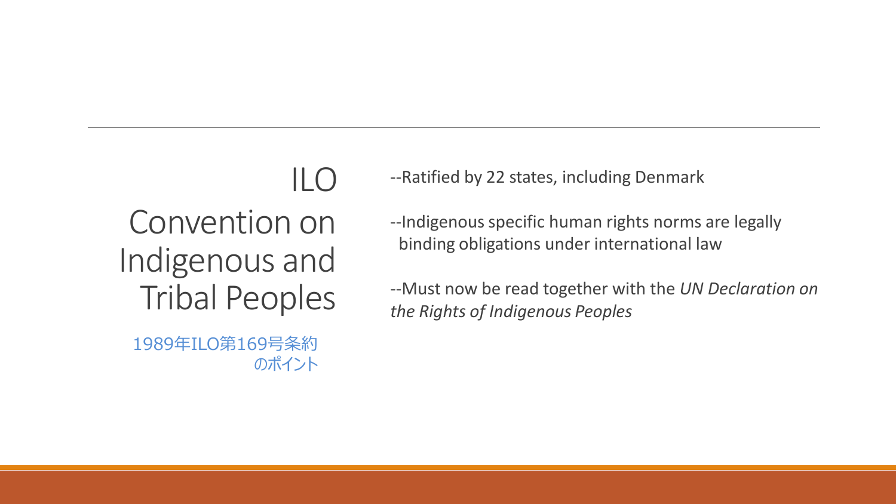# ILO Convention on Indigenous and Tribal Peoples

1989年ILO第169号条約のポイント

--Ratified by 22 states, including Denmark

--Indigenous specific human rights norms are legally binding obligations under international law

--Must now be read together with the *UN Declaration on the Rights of Indigenous Peoples*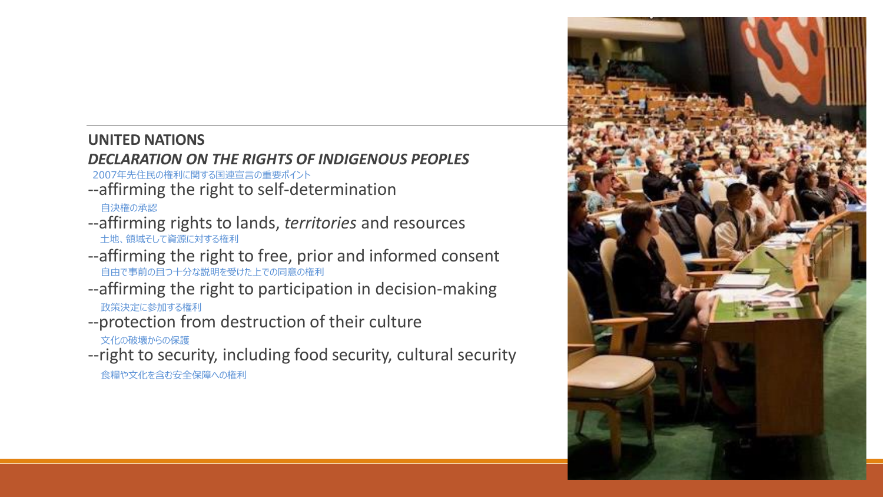**UNITED NATIONS**
***DECLARATION ON THE RIGHTS OF INDIGENOUS PEOPLES***

2007年先住民の権利に関する国連宣言の重要ポイント

--affirming the right to self-determination

自決権の承認

--affirming rights to lands, *territories* and resources

土地、領域そして資源に対する権利

--affirming the right to free, prior and informed consent

自由で事前の且つ十分な説明を受けた上での同意の権利

--affirming the right to participation in decision-making

政策決定に参加する権利

--protection from destruction of their culture

文化の破壊からの保護

--right to security, including food security, cultural security

食糧や文化を含む安全保障への権利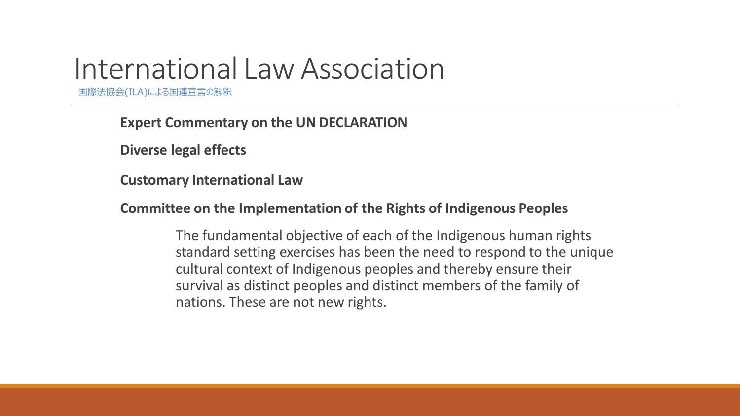# International Law Association

国際法協会(ILA)による国連宣言の解釈

**Expert Commentary on the UN DECLARATION**

**Diverse legal effects**

**Customary International Law**

**Committee on the Implementation of the Rights of Indigenous Peoples**

> The fundamental objective of each of the Indigenous human rights standard setting exercises has been the need to respond to the unique cultural context of Indigenous peoples and thereby ensure their survival as distinct peoples and distinct members of the family of nations. These are not new rights.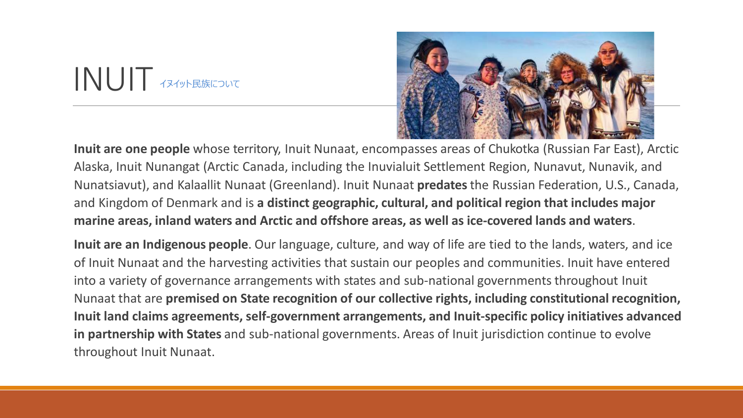# INUIT イヌイット民族について

**Inuit are one people** whose territory, Inuit Nunaat, encompasses areas of Chukotka (Russian Far East), Arctic Alaska, Inuit Nunangat (Arctic Canada, including the Inuvialuit Settlement Region, Nunavut, Nunavik, and Nunatsiavut), and Kalaallit Nunaat (Greenland). Inuit Nunaat **predates** the Russian Federation, U.S., Canada, and Kingdom of Denmark and is **a distinct geographic, cultural, and political region that includes major marine areas, inland waters and Arctic and offshore areas, as well as ice-covered lands and waters**.

**Inuit are an Indigenous people**. Our language, culture, and way of life are tied to the lands, waters, and ice of Inuit Nunaat and the harvesting activities that sustain our peoples and communities. Inuit have entered into a variety of governance arrangements with states and sub-national governments throughout Inuit Nunaat that are **premised on State recognition of our collective rights, including constitutional recognition, Inuit land claims agreements, self-government arrangements, and Inuit-specific policy initiatives advanced in partnership with States** and sub-national governments. Areas of Inuit jurisdiction continue to evolve throughout Inuit Nunaat.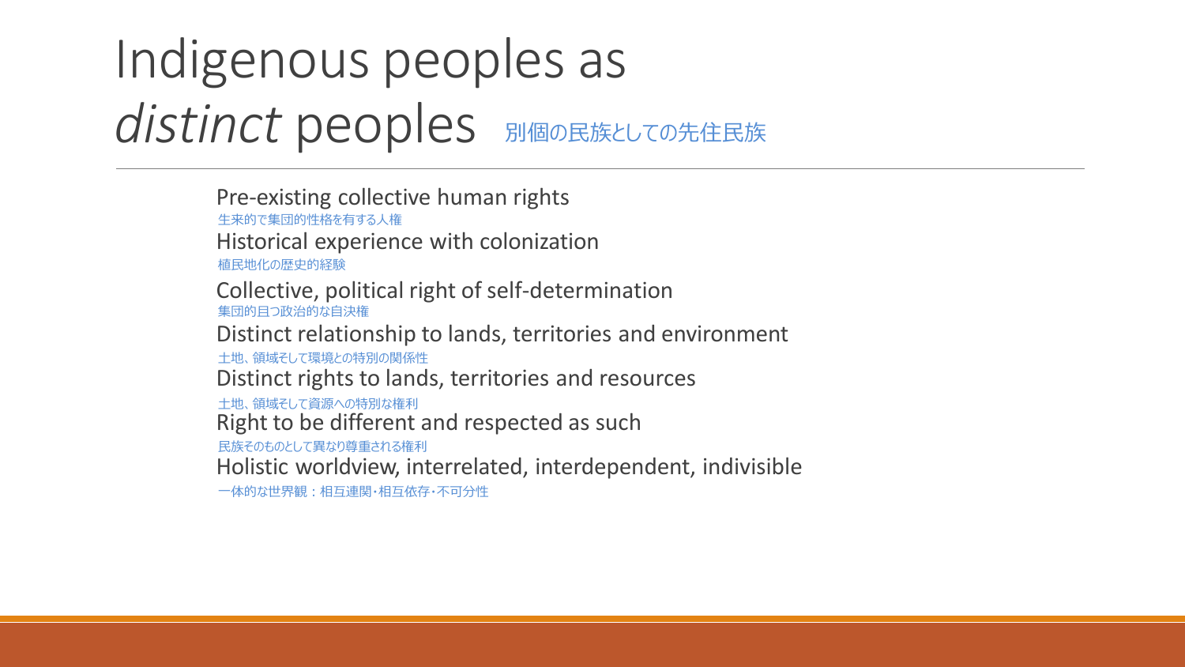# Indigenous peoples as *distinct* peoples 別個の民族としての先住民族

Pre-existing collective human rights
生来的で集団的性格を有する人権

Historical experience with colonization
植民地化の歴史的経験

Collective, political right of self-determination
集団的且つ政治的な自決権

Distinct relationship to lands, territories and environment
土地、領域そして環境との特別の関係性

Distinct rights to lands, territories and resources
土地、領域そして資源への特別な権利

Right to be different and respected as such
民族そのものとして異なり尊重される権利

Holistic worldview, interrelated, interdependent, indivisible
一体的な世界観：相互連関・相互依存・不可分性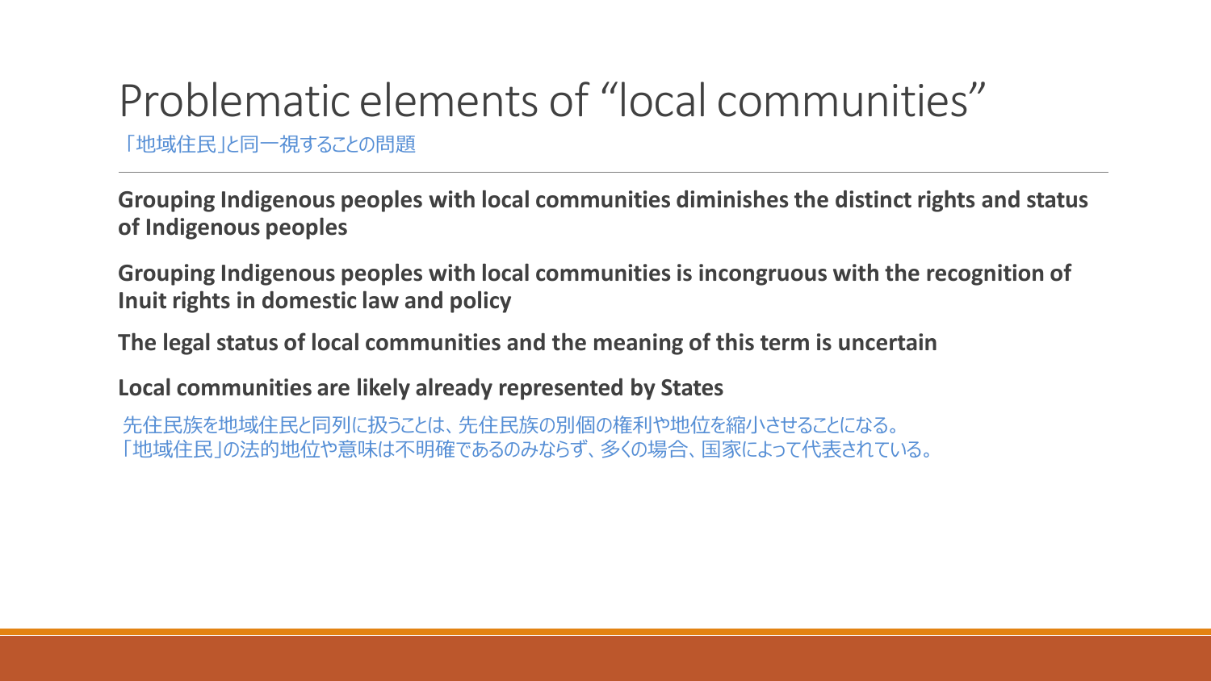# Problematic elements of “local communities”

「地域住民」と同一視することの問題

**Grouping Indigenous peoples with local communities diminishes the distinct rights and status of Indigenous peoples**

**Grouping Indigenous peoples with local communities is incongruous with the recognition of Inuit rights in domestic law and policy**

**The legal status of local communities and the meaning of this term is uncertain**

**Local communities are likely already represented by States**

先住民族を地域住民と同列に扱うことは、先住民族の別個の権利や地位を縮小させることになる。
「地域住民」の法的地位や意味は不明確であるのみならず、多くの場合、国家によって代表されている。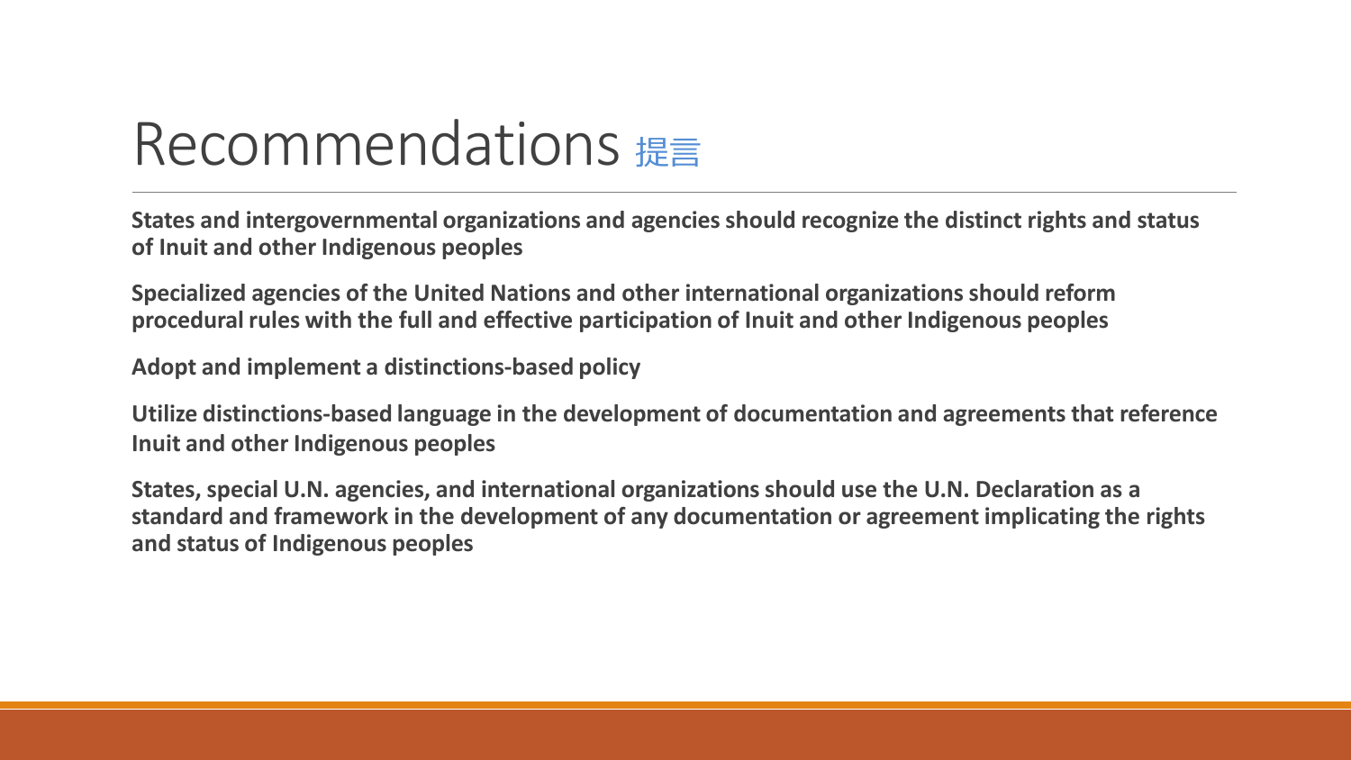# Recommendations 提言

**States and intergovernmental organizations and agencies should recognize the distinct rights and status of Inuit and other Indigenous peoples**

**Specialized agencies of the United Nations and other international organizations should reform procedural rules with the full and effective participation of Inuit and other Indigenous peoples**

**Adopt and implement a distinctions-based policy**

**Utilize distinctions-based language in the development of documentation and agreements that reference Inuit and other Indigenous peoples**

**States, special U.N. agencies, and international organizations should use the U.N. Declaration as a standard and framework in the development of any documentation or agreement implicating the rights and status of Indigenous peoples**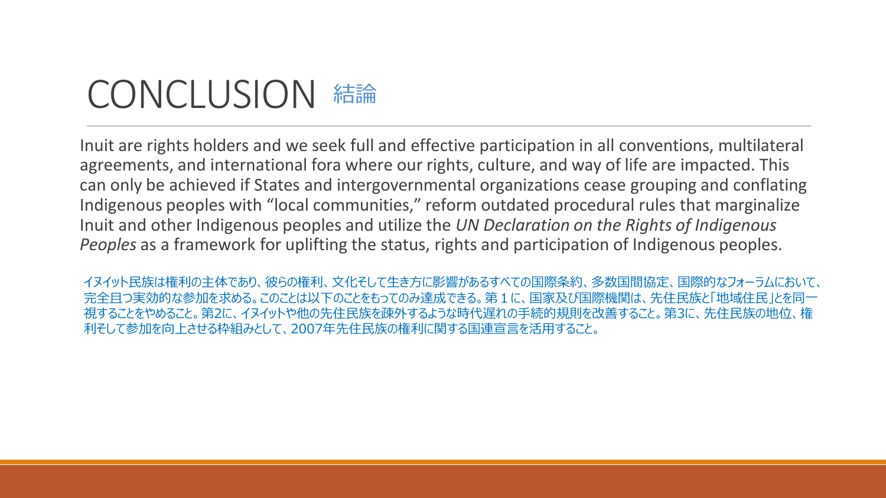# CONCLUSION 結論

Inuit are rights holders and we seek full and effective participation in all conventions, multilateral agreements, and international fora where our rights, culture, and way of life are impacted. This can only be achieved if States and intergovernmental organizations cease grouping and conflating Indigenous peoples with “local communities,” reform outdated procedural rules that marginalize Inuit and other Indigenous peoples and utilize the *UN Declaration on the Rights of Indigenous Peoples* as a framework for uplifting the status, rights and participation of Indigenous peoples.

イヌイット民族は権利の主体であり、彼らの権利、文化そして生き方に影響があるすべての国際条約、多数国間協定、国際的なフォーラムにおいて、完全且つ実効的な参加を求める。このことは以下のことをもってのみ達成できる。第１に、国家及び国際機関は、先住民族と｢地域住民｣とを同一視することをやめること。第2に、イヌイットや他の先住民族を疎外するような時代遅れの手続的規則を改善すること。第3に、先住民族の地位、権利そして参加を向上させる枠組みとして、2007年先住民族の権利に関する国連宣言を活用すること。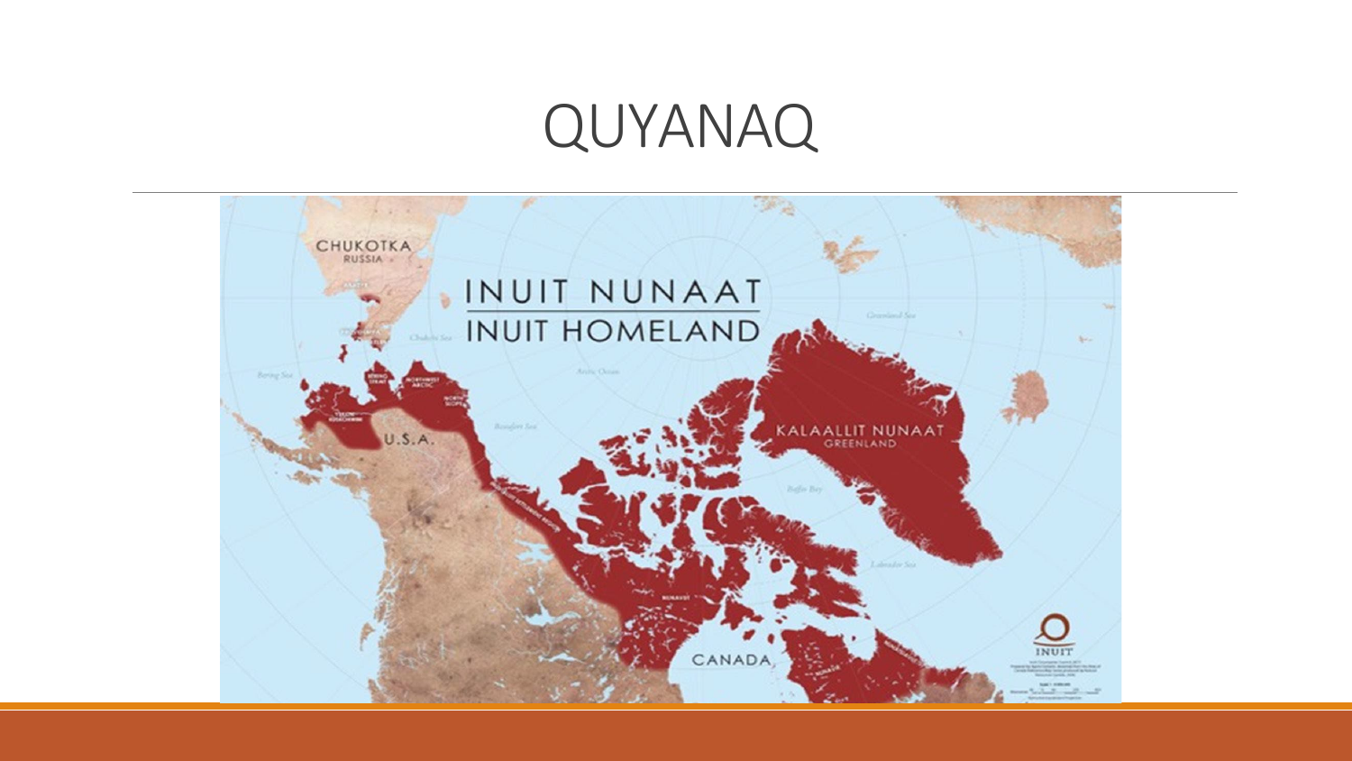# QUYANAQ

INUIT NUNAAT

INUIT HOMELAND

CHUKOTKA

RUSSIA

U.S.A.

KALAALLIT NUNAAT

GREENLAND

CANADA

INUIT